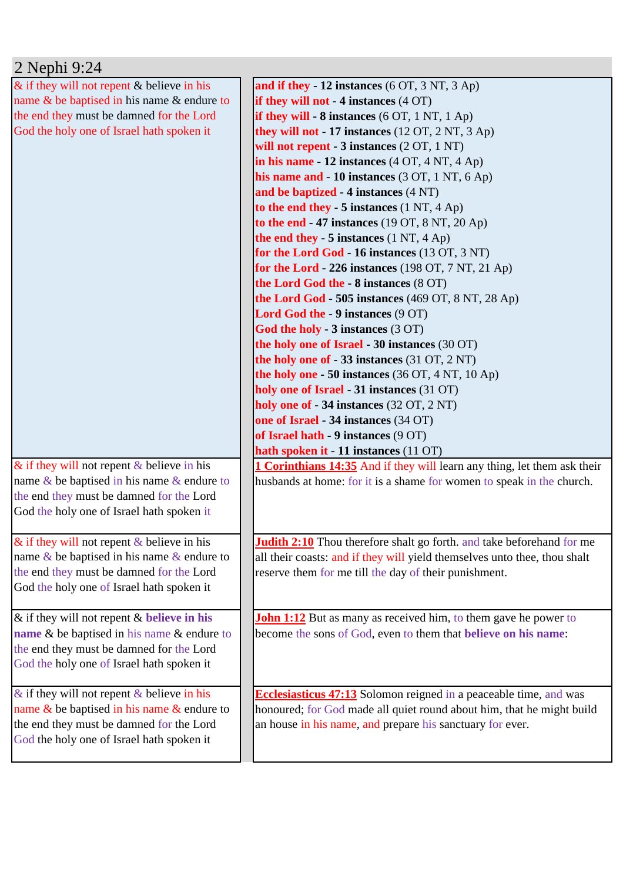# 2 Nephi 9:24

| | |
|---|---|
| & if they will not repent & believe in his name & be baptised in his name & endure to the end they must be damned for the Lord God the holy one of Israel hath spoken it | **and if they** - **12 instances** (6 OT, 3 NT, 3 Ap)<br>**if they will not** - **4 instances** (4 OT)<br>**if they will** - **8 instances** (6 OT, 1 NT, 1 Ap)<br>**they will not** - **17 instances** (12 OT, 2 NT, 3 Ap)<br>**will not repent** - **3 instances** (2 OT, 1 NT)<br>**in his name** - **12 instances** (4 OT, 4 NT, 4 Ap)<br>**his name and** - **10 instances** (3 OT, 1 NT, 6 Ap)<br>**and be baptized** - **4 instances** (4 NT)<br>**to the end they** - **5 instances** (1 NT, 4 Ap)<br>**to the end** - **47 instances** (19 OT, 8 NT, 20 Ap)<br>**the end they** - **5 instances** (1 NT, 4 Ap)<br>**for the Lord God** - **16 instances** (13 OT, 3 NT)<br>**for the Lord** - **226 instances** (198 OT, 7 NT, 21 Ap)<br>**the Lord God the** - **8 instances** (8 OT)<br>**the Lord God** - **505 instances** (469 OT, 8 NT, 28 Ap)<br>**Lord God the** - **9 instances** (9 OT)<br>**God the holy** - **3 instances** (3 OT)<br>**the holy one of Israel** - **30 instances** (30 OT)<br>**the holy one of** - **33 instances** (31 OT, 2 NT)<br>**the holy one** - **50 instances** (36 OT, 4 NT, 10 Ap)<br>**holy one of Israel** - **31 instances** (31 OT)<br>**holy one of** - **34 instances** (32 OT, 2 NT)<br>**one of Israel** - **34 instances** (34 OT)<br>**of Israel hath** - **9 instances** (9 OT)<br>**hath spoken it** - **11 instances** (11 OT) |
| & if they will not repent & believe in his name & be baptised in his name & endure to the end they must be damned for the Lord God the holy one of Israel hath spoken it | **1 Corinthians 14:35** And if they will learn any thing, let them ask their husbands at home: for it is a shame for women to speak in the church. |
| & if they will not repent & believe in his name & be baptised in his name & endure to the end they must be damned for the Lord God the holy one of Israel hath spoken it | **Judith 2:10** Thou therefore shalt go forth. and take beforehand for me all their coasts: and if they will yield themselves unto thee, thou shalt reserve them for me till the day of their punishment. |
| & if they will not repent & **believe in his name** & be baptised in his name & endure to the end they must be damned for the Lord God the holy one of Israel hath spoken it | **John 1:12** But as many as received him, to them gave he power to become the sons of God, even to them that **believe on his name**: |
| & if they will not repent & believe in his name & be baptised in his name & endure to the end they must be damned for the Lord God the holy one of Israel hath spoken it | **Ecclesiasticus 47:13** Solomon reigned in a peaceable time, and was honoured; for God made all quiet round about him, that he might build an house in his name, and prepare his sanctuary for ever. |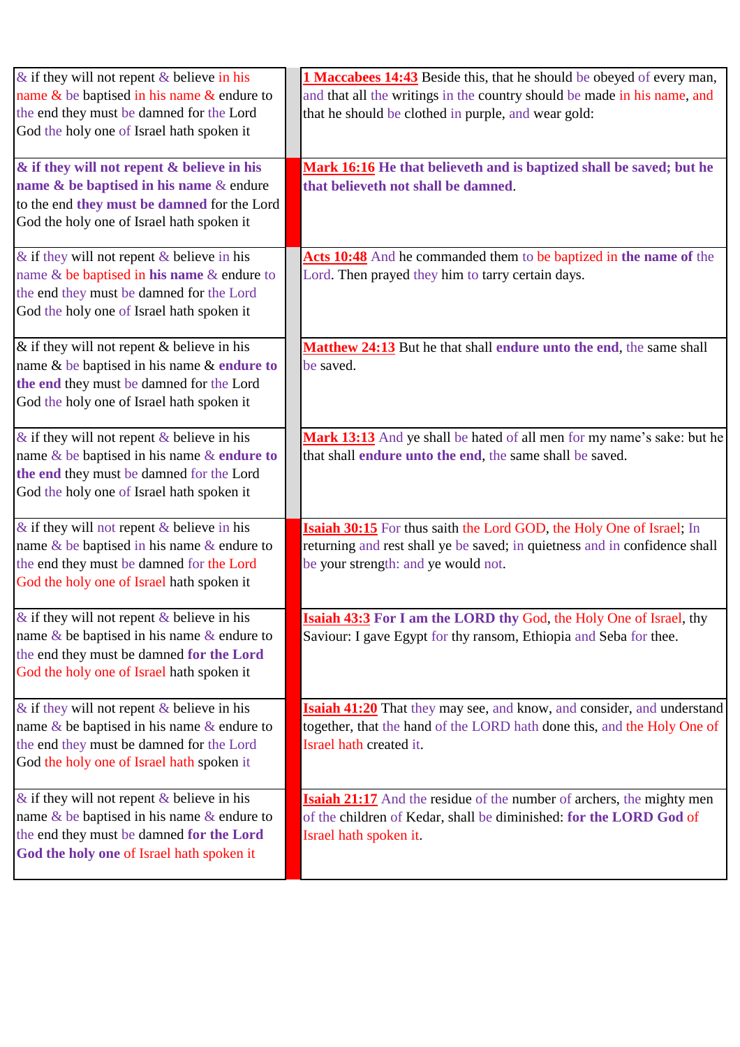| | | |
|---|---|---|
| & if they will not repent & believe in his name & be baptised in his name & endure to the end they must be damned for the Lord God the holy one of Israel hath spoken it | | 1 Maccabees 14:43 Beside this, that he should be obeyed of every man, and that all the writings in the country should be made in his name, and that he should be clothed in purple, and wear gold: |
| **& if they will not repent & believe in his name & be baptised in his name** & endure to the end **they must be damned** for the Lord God the holy one of Israel hath spoken it | | Mark 16:16 **He that believeth and is baptized shall be saved; but he that believeth not shall be damned**. |
| & if they will not repent & believe in his name & be baptised in **his name** & endure to the end they must be damned for the Lord God the holy one of Israel hath spoken it | | Acts 10:48 And he commanded them to be baptized in **the name of** the Lord. Then prayed they him to tarry certain days. |
| & if they will not repent & believe in his name & be baptised in his name & **endure to the end** they must be damned for the Lord God the holy one of Israel hath spoken it | | Matthew 24:13 But he that shall **endure unto the end**, the same shall be saved. |
| & if they will not repent & believe in his name & be baptised in his name & **endure to the end** they must be damned for the Lord God the holy one of Israel hath spoken it | | Mark 13:13 And ye shall be hated of all men for my name's sake: but he that shall **endure unto the end**, the same shall be saved. |
| & if they will not repent & believe in his name & be baptised in his name & endure to the end they must be damned for the Lord God the holy one of Israel hath spoken it | | Isaiah 30:15 For thus saith the Lord GOD, the Holy One of Israel; In returning and rest shall ye be saved; in quietness and in confidence shall be your strength: and ye would not. |
| & if they will not repent & believe in his name & be baptised in his name & endure to the end they must be damned **for the Lord** God the holy one of Israel hath spoken it | | Isaiah 43:3 **For I am the LORD thy** God, the Holy One of Israel, thy Saviour: I gave Egypt for thy ransom, Ethiopia and Seba for thee. |
| & if they will not repent & believe in his name & be baptised in his name & endure to the end they must be damned for the Lord God the holy one of Israel hath spoken it | | Isaiah 41:20 That they may see, and know, and consider, and understand together, that the hand of the LORD hath done this, and the Holy One of Israel hath created it. |
| & if they will not repent & believe in his name & be baptised in his name & endure to the end they must be damned **for the Lord God the holy one** of Israel hath spoken it | | Isaiah 21:17 And the residue of the number of archers, the mighty men of the children of Kedar, shall be diminished: **for the LORD God** of Israel hath spoken it. |